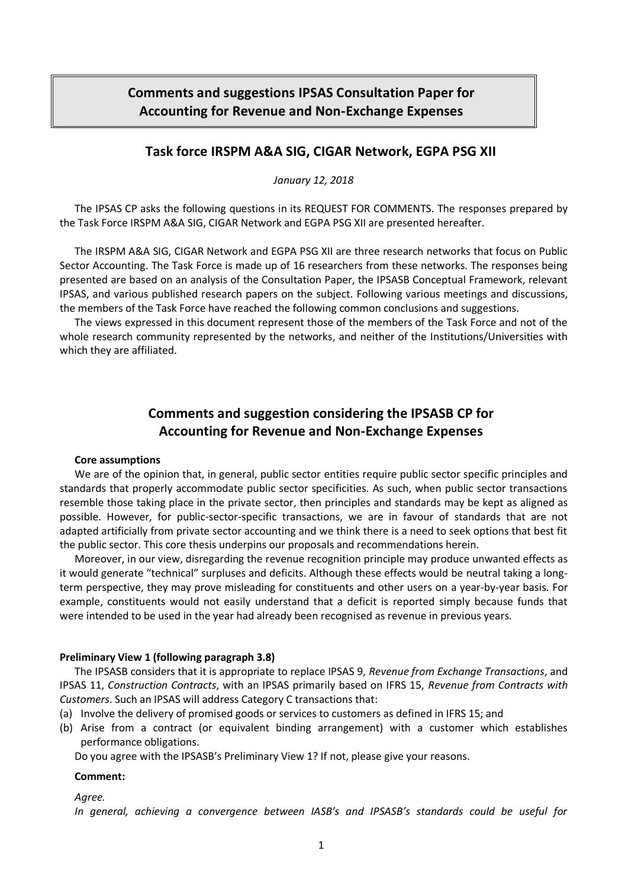# Comments and suggestions IPSAS Consultation Paper for Accounting for Revenue and Non-Exchange Expenses

## Task force IRSPM A&A SIG, CIGAR Network, EGPA PSG XII

*January 12, 2018*

The IPSAS CP asks the following questions in its REQUEST FOR COMMENTS. The responses prepared by the Task Force IRSPM A&A SIG, CIGAR Network and EGPA PSG XII are presented hereafter.

The IRSPM A&A SIG, CIGAR Network and EGPA PSG XII are three research networks that focus on Public Sector Accounting. The Task Force is made up of 16 researchers from these networks. The responses being presented are based on an analysis of the Consultation Paper, the IPSASB Conceptual Framework, relevant IPSAS, and various published research papers on the subject. Following various meetings and discussions, the members of the Task Force have reached the following common conclusions and suggestions.

The views expressed in this document represent those of the members of the Task Force and not of the whole research community represented by the networks, and neither of the Institutions/Universities with which they are affiliated.

## Comments and suggestion considering the IPSASB CP for Accounting for Revenue and Non-Exchange Expenses

**Core assumptions**

We are of the opinion that, in general, public sector entities require public sector specific principles and standards that properly accommodate public sector specificities. As such, when public sector transactions resemble those taking place in the private sector, then principles and standards may be kept as aligned as possible. However, for public-sector-specific transactions, we are in favour of standards that are not adapted artificially from private sector accounting and we think there is a need to seek options that best fit the public sector. This core thesis underpins our proposals and recommendations herein.

Moreover, in our view, disregarding the revenue recognition principle may produce unwanted effects as it would generate "technical" surpluses and deficits. Although these effects would be neutral taking a long-term perspective, they may prove misleading for constituents and other users on a year-by-year basis. For example, constituents would not easily understand that a deficit is reported simply because funds that were intended to be used in the year had already been recognised as revenue in previous years.

**Preliminary View 1 (following paragraph 3.8)**

The IPSASB considers that it is appropriate to replace IPSAS 9, *Revenue from Exchange Transactions*, and IPSAS 11, *Construction Contracts*, with an IPSAS primarily based on IFRS 15, *Revenue from Contracts with Customers*. Such an IPSAS will address Category C transactions that:

(a) Involve the delivery of promised goods or services to customers as defined in IFRS 15; and
(b) Arise from a contract (or equivalent binding arrangement) with a customer which establishes performance obligations.

Do you agree with the IPSASB's Preliminary View 1? If not, please give your reasons.

**Comment:**

*Agree.*

*In general, achieving a convergence between IASB's and IPSASB's standards could be useful for*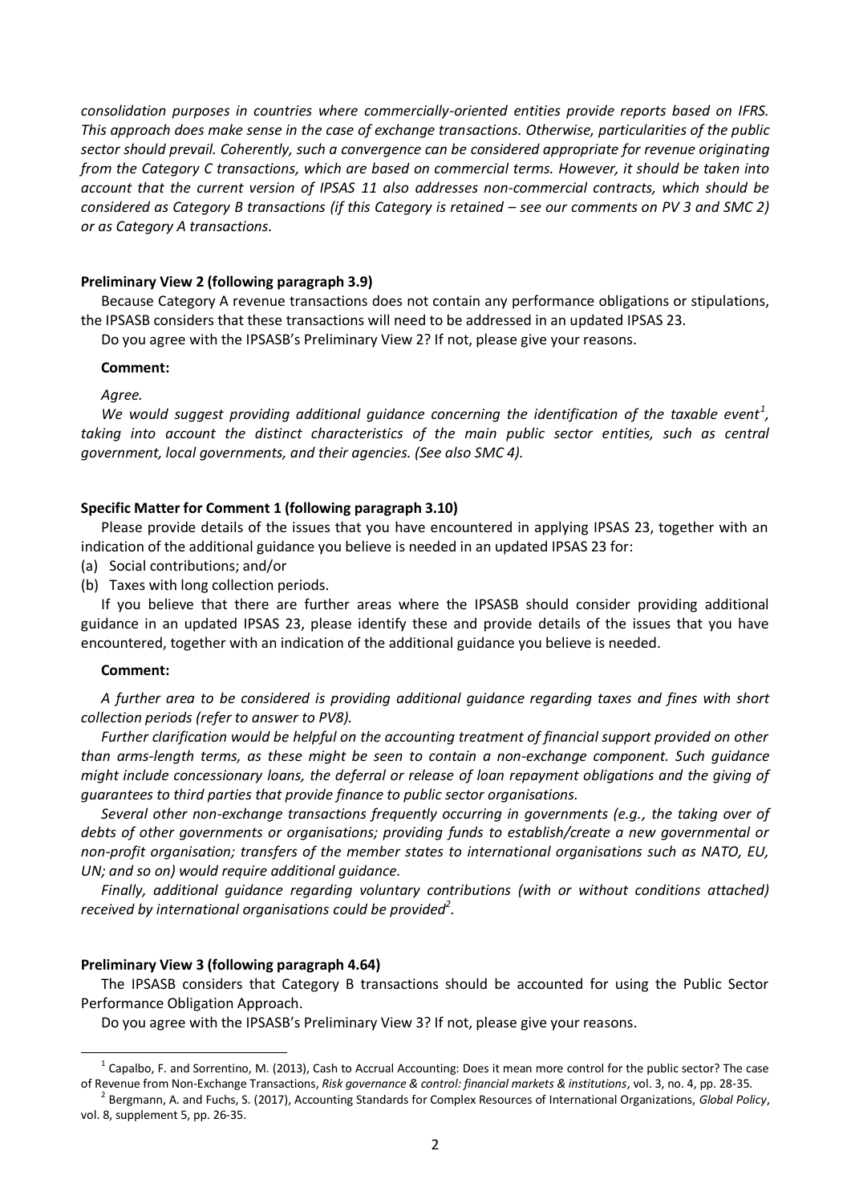*consolidation purposes in countries where commercially-oriented entities provide reports based on IFRS. This approach does make sense in the case of exchange transactions. Otherwise, particularities of the public sector should prevail. Coherently, such a convergence can be considered appropriate for revenue originating from the Category C transactions, which are based on commercial terms. However, it should be taken into account that the current version of IPSAS 11 also addresses non-commercial contracts, which should be considered as Category B transactions (if this Category is retained – see our comments on PV 3 and SMC 2) or as Category A transactions.*

**Preliminary View 2 (following paragraph 3.9)**

Because Category A revenue transactions does not contain any performance obligations or stipulations, the IPSASB considers that these transactions will need to be addressed in an updated IPSAS 23.

Do you agree with the IPSASB's Preliminary View 2? If not, please give your reasons.

**Comment:**

*Agree.*

*We would suggest providing additional guidance concerning the identification of the taxable event*[1]*, taking into account the distinct characteristics of the main public sector entities, such as central government, local governments, and their agencies. (See also SMC 4).*

**Specific Matter for Comment 1 (following paragraph 3.10)**

Please provide details of the issues that you have encountered in applying IPSAS 23, together with an indication of the additional guidance you believe is needed in an updated IPSAS 23 for:

(a) Social contributions; and/or

(b) Taxes with long collection periods.

If you believe that there are further areas where the IPSASB should consider providing additional guidance in an updated IPSAS 23, please identify these and provide details of the issues that you have encountered, together with an indication of the additional guidance you believe is needed.

**Comment:**

*A further area to be considered is providing additional guidance regarding taxes and fines with short collection periods (refer to answer to PV8).*

*Further clarification would be helpful on the accounting treatment of financial support provided on other than arms-length terms, as these might be seen to contain a non-exchange component. Such guidance might include concessionary loans, the deferral or release of loan repayment obligations and the giving of guarantees to third parties that provide finance to public sector organisations.*

*Several other non-exchange transactions frequently occurring in governments (e.g., the taking over of debts of other governments or organisations; providing funds to establish/create a new governmental or non-profit organisation; transfers of the member states to international organisations such as NATO, EU, UN; and so on) would require additional guidance.*

*Finally, additional guidance regarding voluntary contributions (with or without conditions attached) received by international organisations could be provided*[2]*.*

**Preliminary View 3 (following paragraph 4.64)**

The IPSASB considers that Category B transactions should be accounted for using the Public Sector Performance Obligation Approach.

Do you agree with the IPSASB's Preliminary View 3? If not, please give your reasons.

---

[1] Capalbo, F. and Sorrentino, M. (2013), Cash to Accrual Accounting: Does it mean more control for the public sector? The case of Revenue from Non-Exchange Transactions, *Risk governance & control: financial markets & institutions*, vol. 3, no. 4, pp. 28-35.

[2] Bergmann, A. and Fuchs, S. (2017), Accounting Standards for Complex Resources of International Organizations, *Global Policy*, vol. 8, supplement 5, pp. 26-35.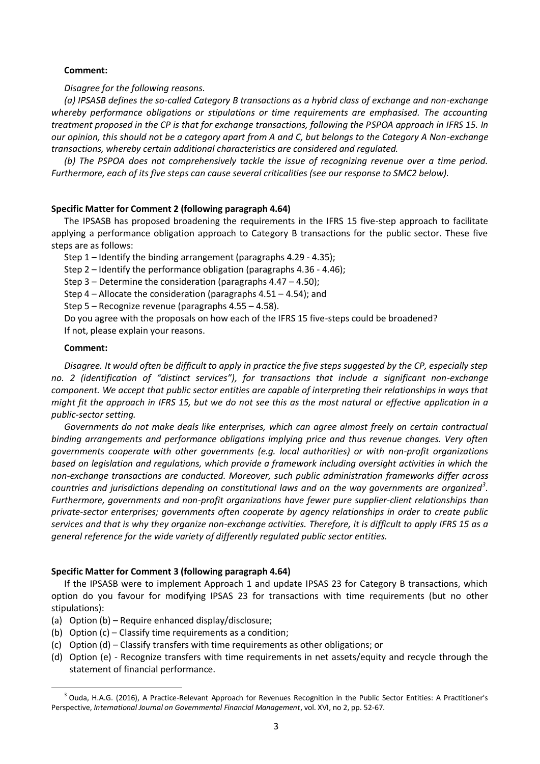**Comment:**

*Disagree for the following reasons.*

*(a) IPSASB defines the so-called Category B transactions as a hybrid class of exchange and non-exchange whereby performance obligations or stipulations or time requirements are emphasised. The accounting treatment proposed in the CP is that for exchange transactions, following the PSPOA approach in IFRS 15. In our opinion, this should not be a category apart from A and C, but belongs to the Category A Non-exchange transactions, whereby certain additional characteristics are considered and regulated.*

*(b) The PSPOA does not comprehensively tackle the issue of recognizing revenue over a time period. Furthermore, each of its five steps can cause several criticalities (see our response to SMC2 below).*

**Specific Matter for Comment 2 (following paragraph 4.64)**

The IPSASB has proposed broadening the requirements in the IFRS 15 five-step approach to facilitate applying a performance obligation approach to Category B transactions for the public sector. These five steps are as follows:

Step 1 – Identify the binding arrangement (paragraphs 4.29 - 4.35);

Step 2 – Identify the performance obligation (paragraphs 4.36 - 4.46);

Step 3 – Determine the consideration (paragraphs 4.47 – 4.50);

Step 4 – Allocate the consideration (paragraphs 4.51 – 4.54); and

Step 5 – Recognize revenue (paragraphs 4.55 – 4.58).

Do you agree with the proposals on how each of the IFRS 15 five-steps could be broadened?

If not, please explain your reasons.

**Comment:**

*Disagree. It would often be difficult to apply in practice the five steps suggested by the CP, especially step no. 2 (identification of "distinct services"), for transactions that include a significant non-exchange component. We accept that public sector entities are capable of interpreting their relationships in ways that might fit the approach in IFRS 15, but we do not see this as the most natural or effective application in a public-sector setting.*

*Governments do not make deals like enterprises, which can agree almost freely on certain contractual binding arrangements and performance obligations implying price and thus revenue changes. Very often governments cooperate with other governments (e.g. local authorities) or with non-profit organizations based on legislation and regulations, which provide a framework including oversight activities in which the non-exchange transactions are conducted. Moreover, such public administration frameworks differ across countries and jurisdictions depending on constitutional laws and on the way governments are organized[3]. Furthermore, governments and non-profit organizations have fewer pure supplier-client relationships than private-sector enterprises; governments often cooperate by agency relationships in order to create public services and that is why they organize non-exchange activities. Therefore, it is difficult to apply IFRS 15 as a general reference for the wide variety of differently regulated public sector entities.*

**Specific Matter for Comment 3 (following paragraph 4.64)**

If the IPSASB were to implement Approach 1 and update IPSAS 23 for Category B transactions, which option do you favour for modifying IPSAS 23 for transactions with time requirements (but no other stipulations):

(a) Option (b) – Require enhanced display/disclosure;

(b) Option (c) – Classify time requirements as a condition;

(c) Option (d) – Classify transfers with time requirements as other obligations; or

(d) Option (e) - Recognize transfers with time requirements in net assets/equity and recycle through the statement of financial performance.

---

[3] Ouda, H.A.G. (2016), A Practice-Relevant Approach for Revenues Recognition in the Public Sector Entities: A Practitioner's Perspective, *International Journal on Governmental Financial Management*, vol. XVI, no 2, pp. 52-67.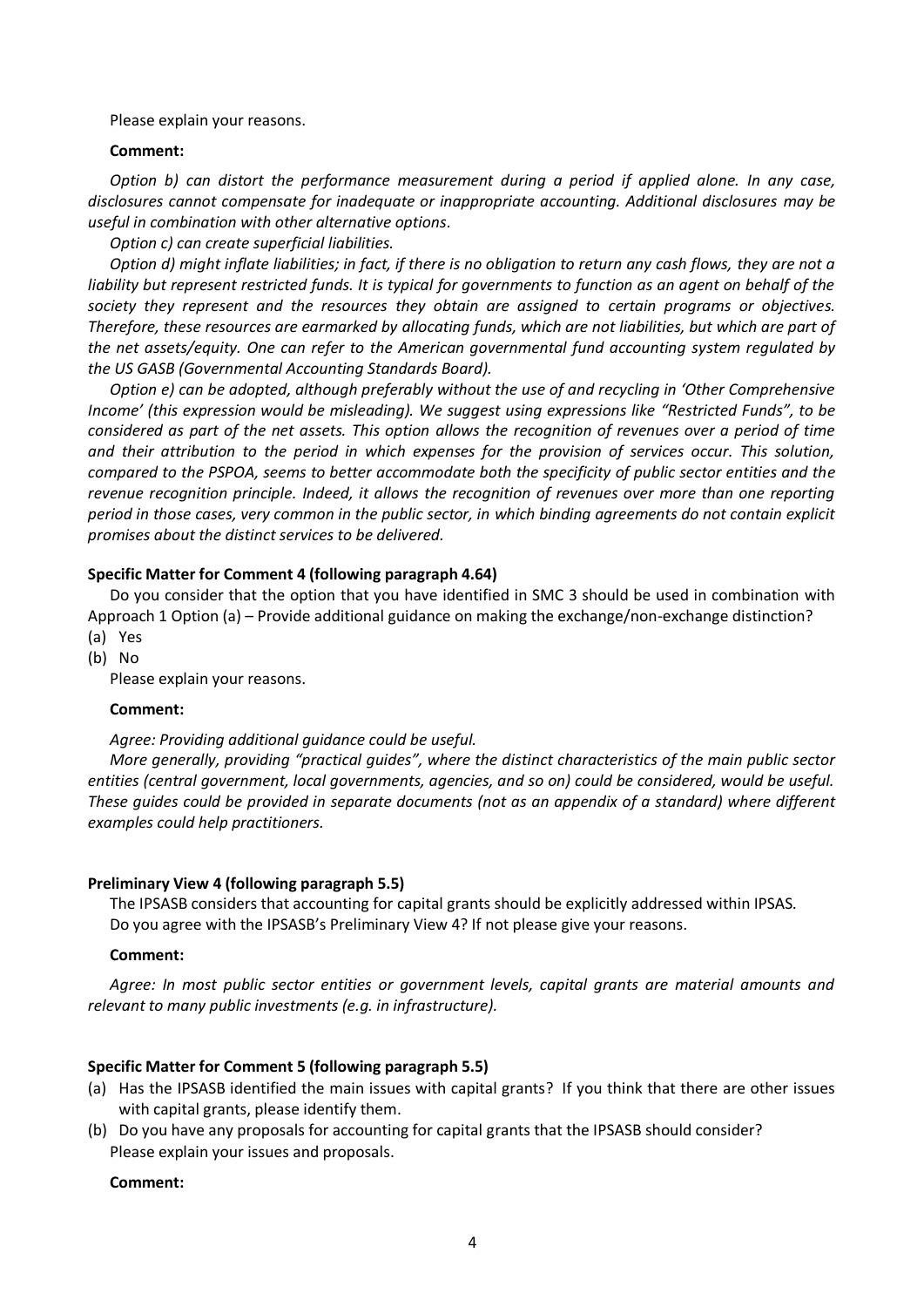Please explain your reasons.

**Comment:**

*Option b) can distort the performance measurement during a period if applied alone. In any case, disclosures cannot compensate for inadequate or inappropriate accounting. Additional disclosures may be useful in combination with other alternative options.*

*Option c) can create superficial liabilities.*

*Option d) might inflate liabilities; in fact, if there is no obligation to return any cash flows, they are not a liability but represent restricted funds. It is typical for governments to function as an agent on behalf of the society they represent and the resources they obtain are assigned to certain programs or objectives. Therefore, these resources are earmarked by allocating funds, which are not liabilities, but which are part of the net assets/equity. One can refer to the American governmental fund accounting system regulated by the US GASB (Governmental Accounting Standards Board).*

*Option e) can be adopted, although preferably without the use of and recycling in 'Other Comprehensive Income' (this expression would be misleading). We suggest using expressions like "Restricted Funds", to be considered as part of the net assets. This option allows the recognition of revenues over a period of time and their attribution to the period in which expenses for the provision of services occur. This solution, compared to the PSPOA, seems to better accommodate both the specificity of public sector entities and the revenue recognition principle. Indeed, it allows the recognition of revenues over more than one reporting period in those cases, very common in the public sector, in which binding agreements do not contain explicit promises about the distinct services to be delivered.*

**Specific Matter for Comment 4 (following paragraph 4.64)**

Do you consider that the option that you have identified in SMC 3 should be used in combination with Approach 1 Option (a) – Provide additional guidance on making the exchange/non-exchange distinction?

(a) Yes

(b) No

Please explain your reasons.

**Comment:**

*Agree: Providing additional guidance could be useful.*

*More generally, providing "practical guides", where the distinct characteristics of the main public sector entities (central government, local governments, agencies, and so on) could be considered, would be useful. These guides could be provided in separate documents (not as an appendix of a standard) where different examples could help practitioners.*

**Preliminary View 4 (following paragraph 5.5)**

The IPSASB considers that accounting for capital grants should be explicitly addressed within IPSAS.

Do you agree with the IPSASB's Preliminary View 4? If not please give your reasons.

**Comment:**

*Agree: In most public sector entities or government levels, capital grants are material amounts and relevant to many public investments (e.g. in infrastructure).*

**Specific Matter for Comment 5 (following paragraph 5.5)**

(a) Has the IPSASB identified the main issues with capital grants? If you think that there are other issues with capital grants, please identify them.

(b) Do you have any proposals for accounting for capital grants that the IPSASB should consider?

Please explain your issues and proposals.

**Comment:**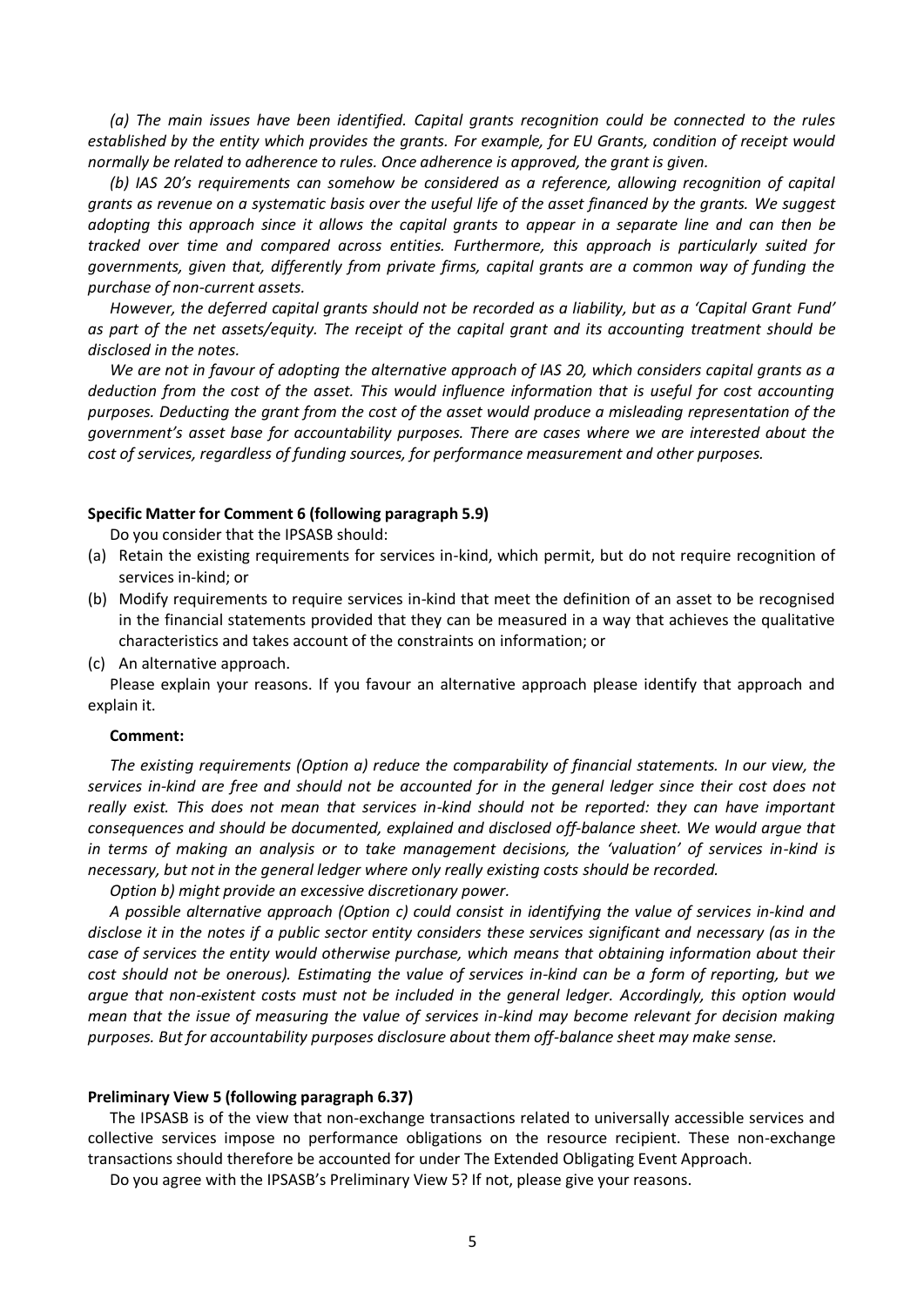*(a) The main issues have been identified. Capital grants recognition could be connected to the rules established by the entity which provides the grants. For example, for EU Grants, condition of receipt would normally be related to adherence to rules. Once adherence is approved, the grant is given.*

*(b) IAS 20's requirements can somehow be considered as a reference, allowing recognition of capital grants as revenue on a systematic basis over the useful life of the asset financed by the grants. We suggest adopting this approach since it allows the capital grants to appear in a separate line and can then be tracked over time and compared across entities. Furthermore, this approach is particularly suited for governments, given that, differently from private firms, capital grants are a common way of funding the purchase of non-current assets.*

*However, the deferred capital grants should not be recorded as a liability, but as a 'Capital Grant Fund' as part of the net assets/equity. The receipt of the capital grant and its accounting treatment should be disclosed in the notes.*

*We are not in favour of adopting the alternative approach of IAS 20, which considers capital grants as a deduction from the cost of the asset. This would influence information that is useful for cost accounting purposes. Deducting the grant from the cost of the asset would produce a misleading representation of the government's asset base for accountability purposes. There are cases where we are interested about the cost of services, regardless of funding sources, for performance measurement and other purposes.*

**Specific Matter for Comment 6 (following paragraph 5.9)**

Do you consider that the IPSASB should:

(a) Retain the existing requirements for services in-kind, which permit, but do not require recognition of services in-kind; or

(b) Modify requirements to require services in-kind that meet the definition of an asset to be recognised in the financial statements provided that they can be measured in a way that achieves the qualitative characteristics and takes account of the constraints on information; or

(c) An alternative approach.

Please explain your reasons. If you favour an alternative approach please identify that approach and explain it.

**Comment:**

*The existing requirements (Option a) reduce the comparability of financial statements. In our view, the services in-kind are free and should not be accounted for in the general ledger since their cost does not really exist. This does not mean that services in-kind should not be reported: they can have important consequences and should be documented, explained and disclosed off-balance sheet. We would argue that in terms of making an analysis or to take management decisions, the 'valuation' of services in-kind is necessary, but not in the general ledger where only really existing costs should be recorded.*

*Option b) might provide an excessive discretionary power.*

*A possible alternative approach (Option c) could consist in identifying the value of services in-kind and disclose it in the notes if a public sector entity considers these services significant and necessary (as in the case of services the entity would otherwise purchase, which means that obtaining information about their cost should not be onerous). Estimating the value of services in-kind can be a form of reporting, but we argue that non-existent costs must not be included in the general ledger. Accordingly, this option would mean that the issue of measuring the value of services in-kind may become relevant for decision making purposes. But for accountability purposes disclosure about them off-balance sheet may make sense.*

**Preliminary View 5 (following paragraph 6.37)**

The IPSASB is of the view that non-exchange transactions related to universally accessible services and collective services impose no performance obligations on the resource recipient. These non-exchange transactions should therefore be accounted for under The Extended Obligating Event Approach.

Do you agree with the IPSASB's Preliminary View 5? If not, please give your reasons.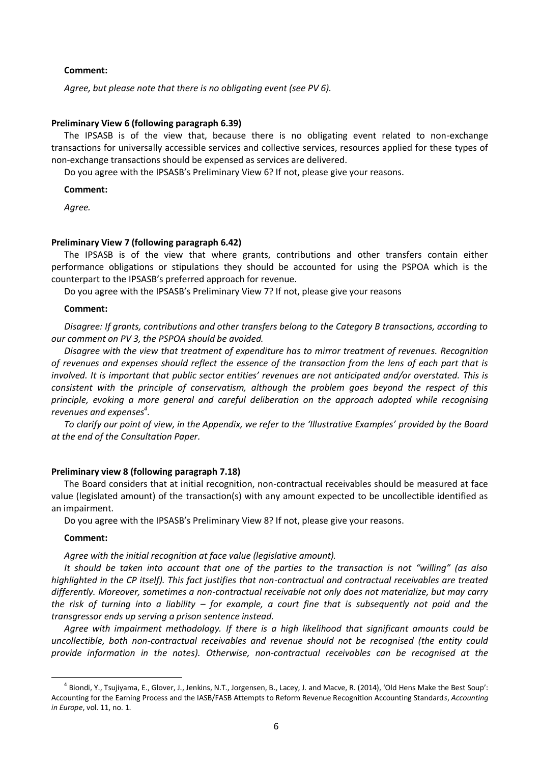**Comment:**

*Agree, but please note that there is no obligating event (see PV 6).*

**Preliminary View 6 (following paragraph 6.39)**

The IPSASB is of the view that, because there is no obligating event related to non-exchange transactions for universally accessible services and collective services, resources applied for these types of non-exchange transactions should be expensed as services are delivered.

Do you agree with the IPSASB's Preliminary View 6? If not, please give your reasons.

**Comment:**

*Agree.*

**Preliminary View 7 (following paragraph 6.42)**

The IPSASB is of the view that where grants, contributions and other transfers contain either performance obligations or stipulations they should be accounted for using the PSPOA which is the counterpart to the IPSASB's preferred approach for revenue.

Do you agree with the IPSASB's Preliminary View 7? If not, please give your reasons

**Comment:**

*Disagree: If grants, contributions and other transfers belong to the Category B transactions, according to our comment on PV 3, the PSPOA should be avoided.*

*Disagree with the view that treatment of expenditure has to mirror treatment of revenues. Recognition of revenues and expenses should reflect the essence of the transaction from the lens of each part that is involved. It is important that public sector entities' revenues are not anticipated and/or overstated. This is consistent with the principle of conservatism, although the problem goes beyond the respect of this principle, evoking a more general and careful deliberation on the approach adopted while recognising revenues and expenses[4].*

*To clarify our point of view, in the Appendix, we refer to the 'Illustrative Examples' provided by the Board at the end of the Consultation Paper.*

**Preliminary view 8 (following paragraph 7.18)**

The Board considers that at initial recognition, non-contractual receivables should be measured at face value (legislated amount) of the transaction(s) with any amount expected to be uncollectible identified as an impairment.

Do you agree with the IPSASB's Preliminary View 8? If not, please give your reasons.

**Comment:**

*Agree with the initial recognition at face value (legislative amount).*

*It should be taken into account that one of the parties to the transaction is not "willing" (as also highlighted in the CP itself). This fact justifies that non-contractual and contractual receivables are treated differently. Moreover, sometimes a non-contractual receivable not only does not materialize, but may carry the risk of turning into a liability – for example, a court fine that is subsequently not paid and the transgressor ends up serving a prison sentence instead.*

*Agree with impairment methodology. If there is a high likelihood that significant amounts could be uncollectible, both non-contractual receivables and revenue should not be recognised (the entity could provide information in the notes). Otherwise, non-contractual receivables can be recognised at the*

---

[4] Biondi, Y., Tsujiyama, E., Glover, J., Jenkins, N.T., Jorgensen, B., Lacey, J. and Macve, R. (2014), 'Old Hens Make the Best Soup': Accounting for the Earning Process and the IASB/FASB Attempts to Reform Revenue Recognition Accounting Standards, *Accounting in Europe*, vol. 11, no. 1.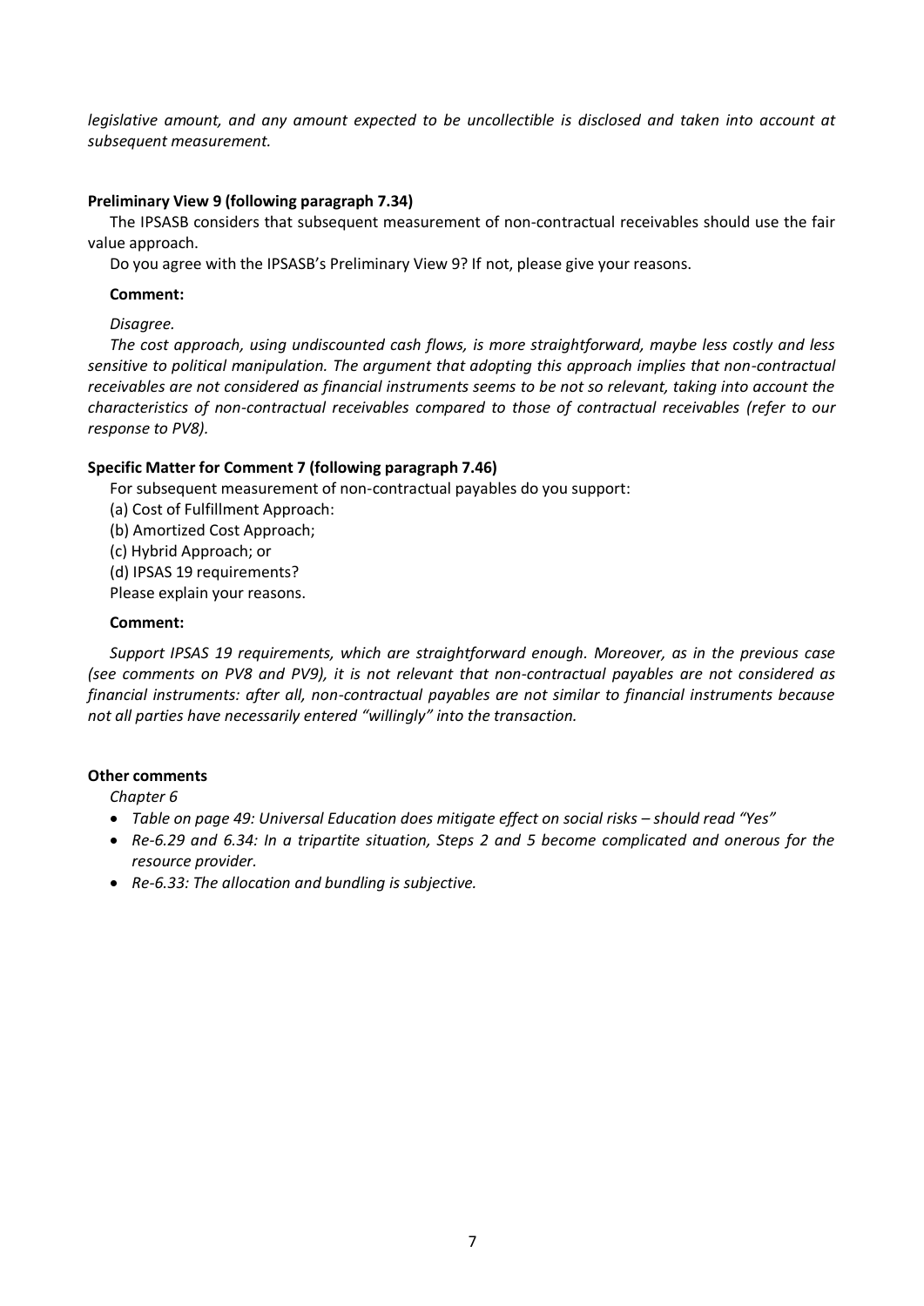*legislative amount, and any amount expected to be uncollectible is disclosed and taken into account at subsequent measurement.*

**Preliminary View 9 (following paragraph 7.34)**

The IPSASB considers that subsequent measurement of non-contractual receivables should use the fair value approach.

Do you agree with the IPSASB's Preliminary View 9? If not, please give your reasons.

**Comment:**

*Disagree.*

*The cost approach, using undiscounted cash flows, is more straightforward, maybe less costly and less sensitive to political manipulation. The argument that adopting this approach implies that non-contractual receivables are not considered as financial instruments seems to be not so relevant, taking into account the characteristics of non-contractual receivables compared to those of contractual receivables (refer to our response to PV8).*

**Specific Matter for Comment 7 (following paragraph 7.46)**

For subsequent measurement of non-contractual payables do you support:

(a) Cost of Fulfillment Approach:

(b) Amortized Cost Approach;

(c) Hybrid Approach; or

(d) IPSAS 19 requirements?

Please explain your reasons.

**Comment:**

*Support IPSAS 19 requirements, which are straightforward enough. Moreover, as in the previous case (see comments on PV8 and PV9), it is not relevant that non-contractual payables are not considered as financial instruments: after all, non-contractual payables are not similar to financial instruments because not all parties have necessarily entered "willingly" into the transaction.*

**Other comments**

*Chapter 6*

- *Table on page 49: Universal Education does mitigate effect on social risks – should read "Yes"*
- *Re-6.29 and 6.34: In a tripartite situation, Steps 2 and 5 become complicated and onerous for the resource provider.*
- *Re-6.33: The allocation and bundling is subjective.*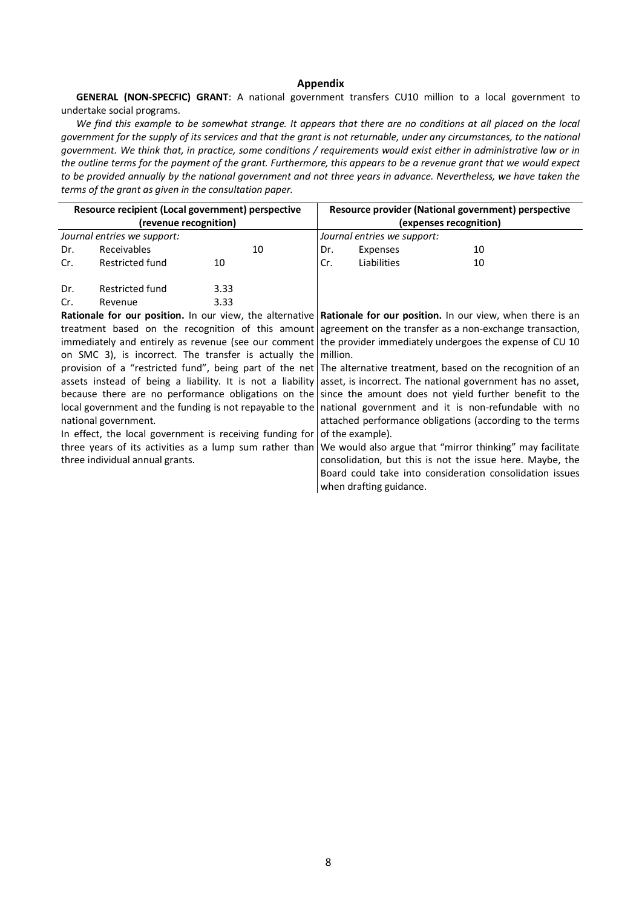## Appendix

**GENERAL (NON-SPECFIC) GRANT**: A national government transfers CU10 million to a local government to undertake social programs.

*We find this example to be somewhat strange. It appears that there are no conditions at all placed on the local government for the supply of its services and that the grant is not returnable, under any circumstances, to the national government. We think that, in practice, some conditions / requirements would exist either in administrative law or in the outline terms for the payment of the grant. Furthermore, this appears to be a revenue grant that we would expect to be provided annually by the national government and not three years in advance. Nevertheless, we have taken the terms of the grant as given in the consultation paper.*

| Resource recipient (Local government) perspective (revenue recognition) | Resource provider (National government) perspective (expenses recognition) |
|---|---|
| *Journal entries we support:*<br>Dr. Receivables 10<br>Cr. Restricted fund 10<br><br>Dr. Restricted fund 3.33<br>Cr. Revenue 3.33 | *Journal entries we support:*<br>Dr. Expenses 10<br>Cr. Liabilities 10 |
| **Rationale for our position.** In our view, the alternative treatment based on the recognition of this amount immediately and entirely as revenue (see our comment on SMC 3), is incorrect. The transfer is actually the provision of a "restricted fund", being part of the net assets instead of being a liability. It is not a liability because there are no performance obligations on the local government and the funding is not repayable to the national government.<br>In effect, the local government is receiving funding for three years of its activities as a lump sum rather than three individual annual grants. | **Rationale for our position.** In our view, when there is an agreement on the transfer as a non-exchange transaction, the provider immediately undergoes the expense of CU 10 million.<br>The alternative treatment, based on the recognition of an asset, is incorrect. The national government has no asset, since the amount does not yield further benefit to the national government and it is non-refundable with no attached performance obligations (according to the terms of the example).<br>We would also argue that "mirror thinking" may facilitate consolidation, but this is not the issue here. Maybe, the Board could take into consideration consolidation issues when drafting guidance. |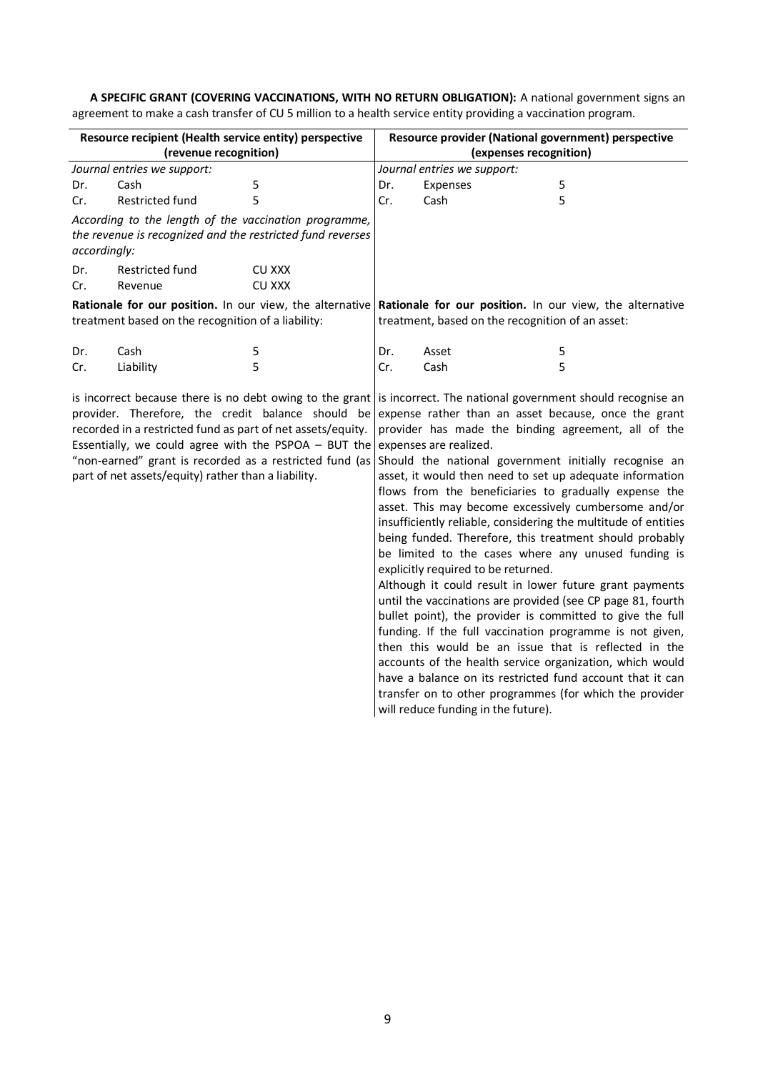**A SPECIFIC GRANT (COVERING VACCINATIONS, WITH NO RETURN OBLIGATION):** A national government signs an agreement to make a cash transfer of CU 5 million to a health service entity providing a vaccination program.

## Resource recipient (Health service entity) perspective (revenue recognition)

*Journal entries we support:*

| | | |
|---|---|---|
| Dr. | Cash | 5 |
| Cr. | Restricted fund | 5 |

*According to the length of the vaccination programme, the revenue is recognized and the restricted fund reverses accordingly:*

| | | |
|---|---|---|
| Dr. | Restricted fund | CU XXX |
| Cr. | Revenue | CU XXX |

**Rationale for our position.** In our view, the alternative treatment based on the recognition of a liability:

| | | |
|---|---|---|
| Dr. | Cash | 5 |
| Cr. | Liability | 5 |

is incorrect because there is no debt owing to the grant provider. Therefore, the credit balance should be recorded in a restricted fund as part of net assets/equity. Essentially, we could agree with the PSPOA – BUT the "non-earned" grant is recorded as a restricted fund (as part of net assets/equity) rather than a liability.

## Resource provider (National government) perspective (expenses recognition)

*Journal entries we support:*

| | | |
|---|---|---|
| Dr. | Expenses | 5 |
| Cr. | Cash | 5 |

**Rationale for our position.** In our view, the alternative treatment, based on the recognition of an asset:

| | | |
|---|---|---|
| Dr. | Asset | 5 |
| Cr. | Cash | 5 |

is incorrect. The national government should recognise an expense rather than an asset because, once the grant provider has made the binding agreement, all of the expenses are realized.

Should the national government initially recognise an asset, it would then need to set up adequate information flows from the beneficiaries to gradually expense the asset. This may become excessively cumbersome and/or insufficiently reliable, considering the multitude of entities being funded. Therefore, this treatment should probably be limited to the cases where any unused funding is explicitly required to be returned.

Although it could result in lower future grant payments until the vaccinations are provided (see CP page 81, fourth bullet point), the provider is committed to give the full funding. If the full vaccination programme is not given, then this would be an issue that is reflected in the accounts of the health service organization, which would have a balance on its restricted fund account that it can transfer on to other programmes (for which the provider will reduce funding in the future).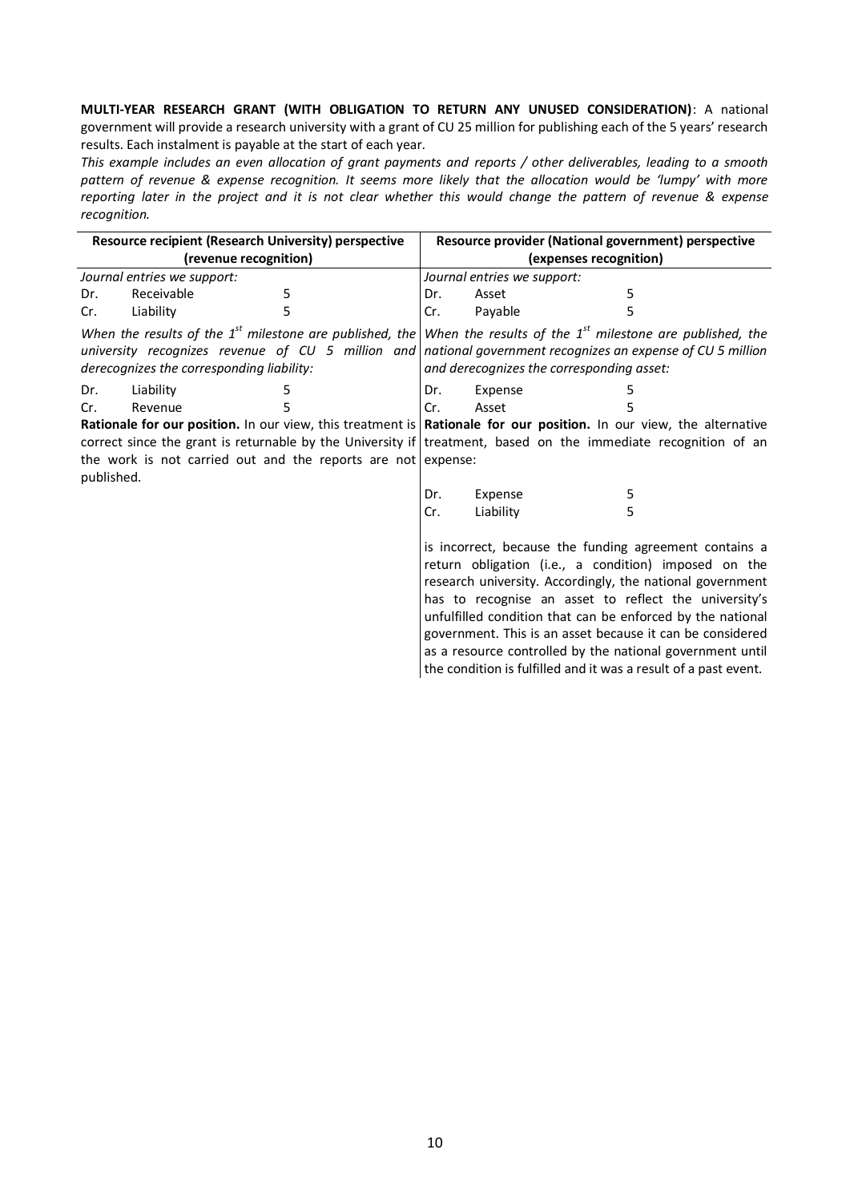**MULTI-YEAR RESEARCH GRANT (WITH OBLIGATION TO RETURN ANY UNUSED CONSIDERATION)**: A national government will provide a research university with a grant of CU 25 million for publishing each of the 5 years' research results. Each instalment is payable at the start of each year.

*This example includes an even allocation of grant payments and reports / other deliverables, leading to a smooth pattern of revenue & expense recognition. It seems more likely that the allocation would be 'lumpy' with more reporting later in the project and it is not clear whether this would change the pattern of revenue & expense recognition.*

| Resource recipient (Research University) perspective (revenue recognition) | Resource provider (National government) perspective (expenses recognition) |
|---|---|
| *Journal entries we support:*<br>Dr. Receivable 5<br>Cr. Liability 5 | *Journal entries we support:*<br>Dr. Asset 5<br>Cr. Payable 5 |
| *When the results of the 1st milestone are published, the university recognizes revenue of CU 5 million and derecognizes the corresponding liability:*<br>Dr. Liability 5<br>Cr. Revenue 5 | *When the results of the 1st milestone are published, the national government recognizes an expense of CU 5 million and derecognizes the corresponding asset:*<br>Dr. Expense 5<br>Cr. Asset 5 |
| **Rationale for our position.** In our view, this treatment is correct since the grant is returnable by the University if the work is not carried out and the reports are not published. | **Rationale for our position.** In our view, the alternative treatment, based on the immediate recognition of an expense:<br>Dr. Expense 5<br>Cr. Liability 5<br>is incorrect, because the funding agreement contains a return obligation (i.e., a condition) imposed on the research university. Accordingly, the national government has to recognise an asset to reflect the university's unfulfilled condition that can be enforced by the national government. This is an asset because it can be considered as a resource controlled by the national government until the condition is fulfilled and it was a result of a past event. |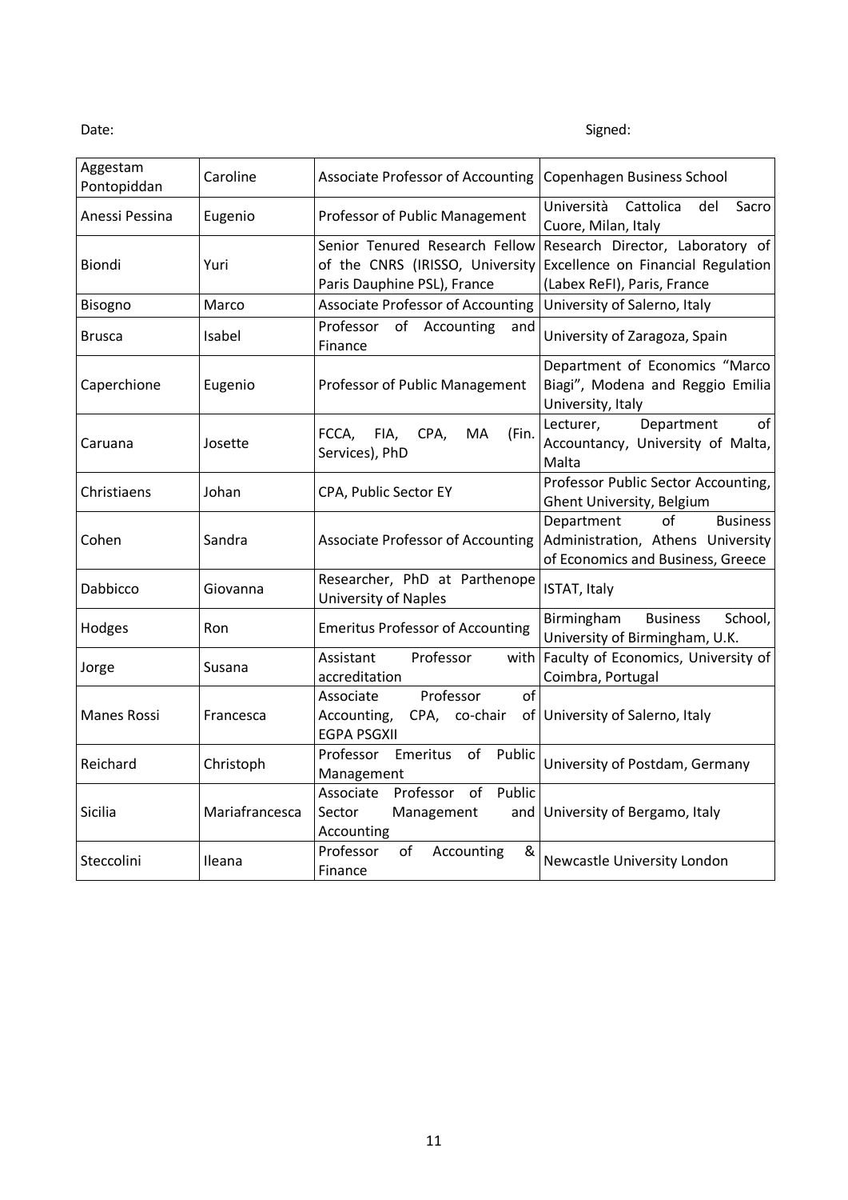Date: Signed:

| | | | |
|---|---|---|---|
| Aggestam Pontopiddan | Caroline | Associate Professor of Accounting | Copenhagen Business School |
| Anessi Pessina | Eugenio | Professor of Public Management | Università Cattolica del Sacro Cuore, Milan, Italy |
| Biondi | Yuri | Senior Tenured Research Fellow of the CNRS (IRISSO, University Paris Dauphine PSL), France | Research Director, Laboratory of Excellence on Financial Regulation (Labex ReFI), Paris, France |
| Bisogno | Marco | Associate Professor of Accounting | University of Salerno, Italy |
| Brusca | Isabel | Professor of Accounting and Finance | University of Zaragoza, Spain |
| Caperchione | Eugenio | Professor of Public Management | Department of Economics "Marco Biagi", Modena and Reggio Emilia University, Italy |
| Caruana | Josette | FCCA, FIA, CPA, MA (Fin. Services), PhD | Lecturer, Department of Accountancy, University of Malta, Malta |
| Christiaens | Johan | CPA, Public Sector EY | Professor Public Sector Accounting, Ghent University, Belgium |
| Cohen | Sandra | Associate Professor of Accounting | Department of Business Administration, Athens University of Economics and Business, Greece |
| Dabbicco | Giovanna | Researcher, PhD at Parthenope University of Naples | ISTAT, Italy |
| Hodges | Ron | Emeritus Professor of Accounting | Birmingham Business School, University of Birmingham, U.K. |
| Jorge | Susana | Assistant Professor with accreditation | Faculty of Economics, University of Coimbra, Portugal |
| Manes Rossi | Francesca | Associate Professor of Accounting, CPA, co-chair of EGPA PSGXII | University of Salerno, Italy |
| Reichard | Christoph | Professor Emeritus of Public Management | University of Postdam, Germany |
| Sicilia | Mariafrancesca | Associate Professor of Public Sector Management and Accounting | University of Bergamo, Italy |
| Steccolini | Ileana | Professor of Accounting & Finance | Newcastle University London |